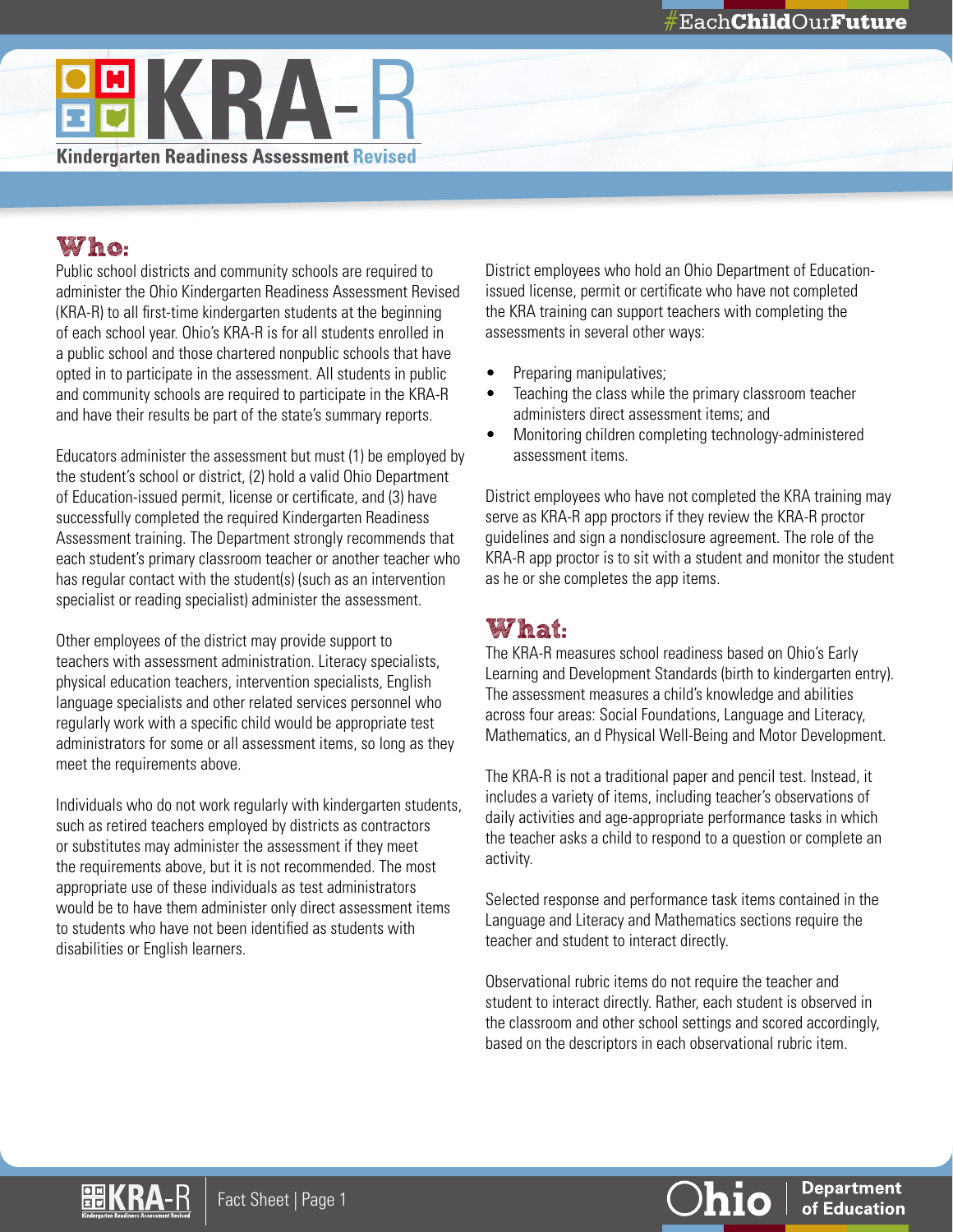# KRA-R

**Kindergarten Readiness Assessment Revised**

## Who:

Public school districts and community schools are required to administer the Ohio Kindergarten Readiness Assessment Revised (KRA-R) to all first-time kindergarten students at the beginning of each school year. Ohio's KRA-R is for all students enrolled in a public school and those chartered nonpublic schools that have opted in to participate in the assessment. All students in public and community schools are required to participate in the KRA-R and have their results be part of the state's summary reports.

Educators administer the assessment but must (1) be employed by the student's school or district, (2) hold a valid Ohio Department of Education-issued permit, license or certificate, and (3) have successfully completed the required Kindergarten Readiness Assessment training. The Department strongly recommends that each student's primary classroom teacher or another teacher who has regular contact with the student(s) (such as an intervention specialist or reading specialist) administer the assessment.

Other employees of the district may provide support to teachers with assessment administration. Literacy specialists, physical education teachers, intervention specialists, English language specialists and other related services personnel who regularly work with a specific child would be appropriate test administrators for some or all assessment items, so long as they meet the requirements above.

Individuals who do not work regularly with kindergarten students, such as retired teachers employed by districts as contractors or substitutes may administer the assessment if they meet the requirements above, but it is not recommended. The most appropriate use of these individuals as test administrators would be to have them administer only direct assessment items to students who have not been identified as students with disabilities or English learners.

District employees who hold an Ohio Department of Education-issued license, permit or certificate who have not completed the KRA training can support teachers with completing the assessments in several other ways:

- Preparing manipulatives;
- Teaching the class while the primary classroom teacher administers direct assessment items; and
- Monitoring children completing technology-administered assessment items.

District employees who have not completed the KRA training may serve as KRA-R app proctors if they review the KRA-R proctor guidelines and sign a nondisclosure agreement. The role of the KRA-R app proctor is to sit with a student and monitor the student as he or she completes the app items.

## What:

The KRA-R measures school readiness based on Ohio's Early Learning and Development Standards (birth to kindergarten entry). The assessment measures a child's knowledge and abilities across four areas: Social Foundations, Language and Literacy, Mathematics, an d Physical Well-Being and Motor Development.

The KRA-R is not a traditional paper and pencil test. Instead, it includes a variety of items, including teacher's observations of daily activities and age-appropriate performance tasks in which the teacher asks a child to respond to a question or complete an activity.

Selected response and performance task items contained in the Language and Literacy and Mathematics sections require the teacher and student to interact directly.

Observational rubric items do not require the teacher and student to interact directly. Rather, each student is observed in the classroom and other school settings and scored accordingly, based on the descriptors in each observational rubric item.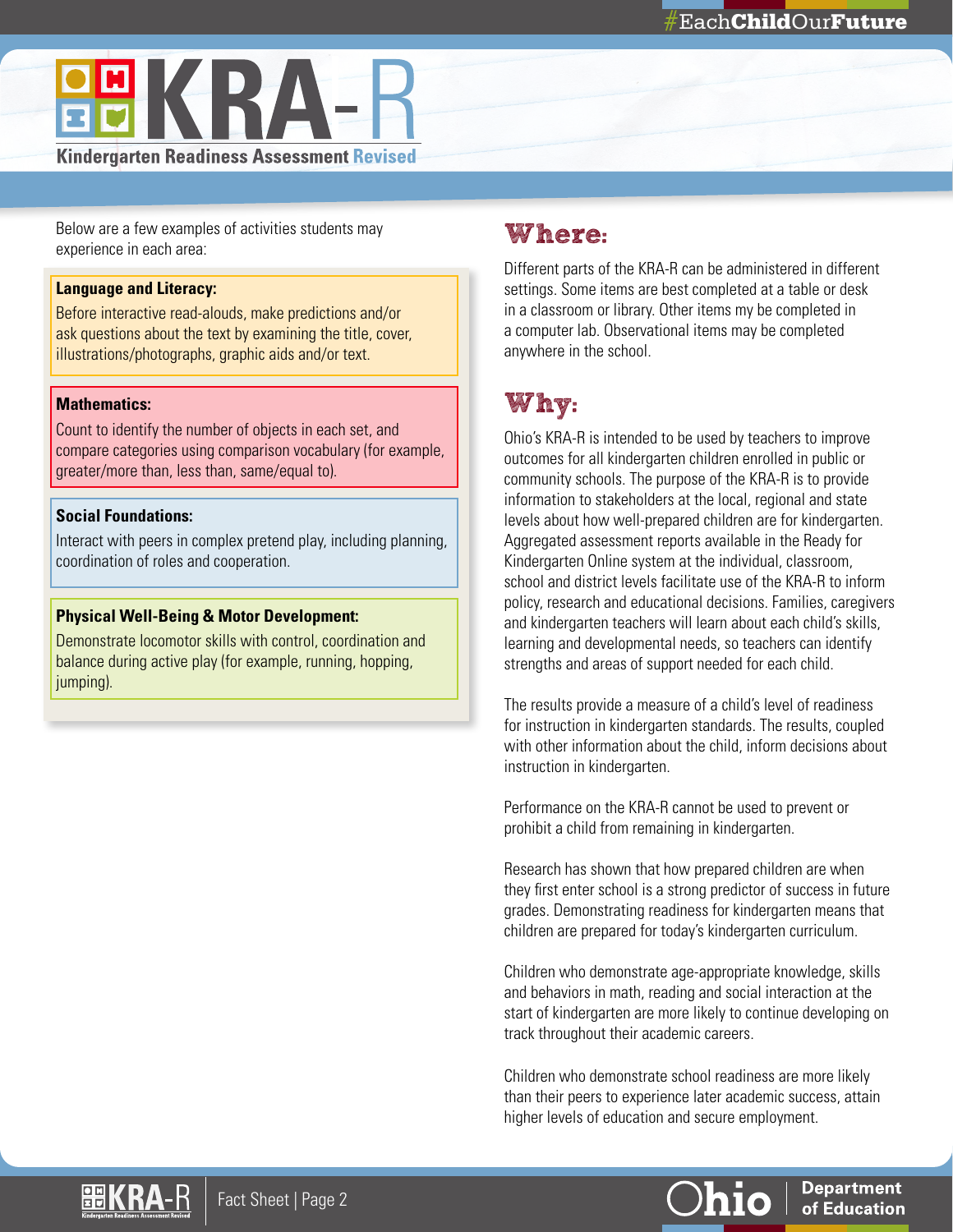# KRA-R

**Kindergarten Readiness Assessment Revised**

Below are a few examples of activities students may experience in each area:

**Language and Literacy:**

Before interactive read-alouds, make predictions and/or ask questions about the text by examining the title, cover, illustrations/photographs, graphic aids and/or text.

**Mathematics:**

Count to identify the number of objects in each set, and compare categories using comparison vocabulary (for example, greater/more than, less than, same/equal to).

**Social Foundations:**

Interact with peers in complex pretend play, including planning, coordination of roles and cooperation.

**Physical Well-Being & Motor Development:**

Demonstrate locomotor skills with control, coordination and balance during active play (for example, running, hopping, jumping).

## Where:

Different parts of the KRA-R can be administered in different settings. Some items are best completed at a table or desk in a classroom or library. Other items my be completed in a computer lab. Observational items may be completed anywhere in the school.

## Why:

Ohio's KRA-R is intended to be used by teachers to improve outcomes for all kindergarten children enrolled in public or community schools. The purpose of the KRA-R is to provide information to stakeholders at the local, regional and state levels about how well-prepared children are for kindergarten. Aggregated assessment reports available in the Ready for Kindergarten Online system at the individual, classroom, school and district levels facilitate use of the KRA-R to inform policy, research and educational decisions. Families, caregivers and kindergarten teachers will learn about each child's skills, learning and developmental needs, so teachers can identify strengths and areas of support needed for each child.

The results provide a measure of a child's level of readiness for instruction in kindergarten standards. The results, coupled with other information about the child, inform decisions about instruction in kindergarten.

Performance on the KRA-R cannot be used to prevent or prohibit a child from remaining in kindergarten.

Research has shown that how prepared children are when they first enter school is a strong predictor of success in future grades. Demonstrating readiness for kindergarten means that children are prepared for today's kindergarten curriculum.

Children who demonstrate age-appropriate knowledge, skills and behaviors in math, reading and social interaction at the start of kindergarten are more likely to continue developing on track throughout their academic careers.

Children who demonstrate school readiness are more likely than their peers to experience later academic success, attain higher levels of education and secure employment.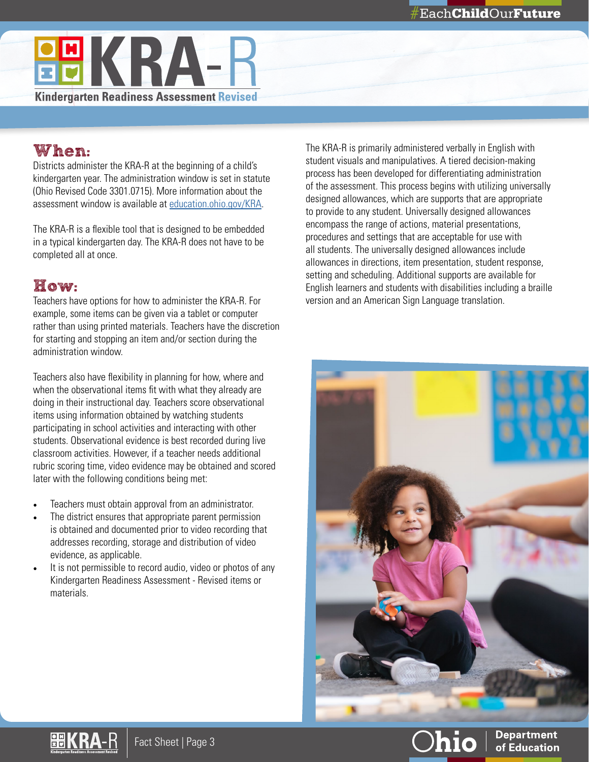# KRA-R

**Kindergarten Readiness Assessment Revised**

## When:

Districts administer the KRA-R at the beginning of a child's kindergarten year. The administration window is set in statute (Ohio Revised Code 3301.0715). More information about the assessment window is available at education.ohio.gov/KRA.

The KRA-R is a flexible tool that is designed to be embedded in a typical kindergarten day. The KRA-R does not have to be completed all at once.

## How:

Teachers have options for how to administer the KRA-R. For example, some items can be given via a tablet or computer rather than using printed materials. Teachers have the discretion for starting and stopping an item and/or section during the administration window.

Teachers also have flexibility in planning for how, where and when the observational items fit with what they already are doing in their instructional day. Teachers score observational items using information obtained by watching students participating in school activities and interacting with other students. Observational evidence is best recorded during live classroom activities. However, if a teacher needs additional rubric scoring time, video evidence may be obtained and scored later with the following conditions being met:

- Teachers must obtain approval from an administrator.
- The district ensures that appropriate parent permission is obtained and documented prior to video recording that addresses recording, storage and distribution of video evidence, as applicable.
- It is not permissible to record audio, video or photos of any Kindergarten Readiness Assessment - Revised items or materials.

The KRA-R is primarily administered verbally in English with student visuals and manipulatives. A tiered decision-making process has been developed for differentiating administration of the assessment. This process begins with utilizing universally designed allowances, which are supports that are appropriate to provide to any student. Universally designed allowances encompass the range of actions, material presentations, procedures and settings that are acceptable for use with all students. The universally designed allowances include allowances in directions, item presentation, student response, setting and scheduling. Additional supports are available for English learners and students with disabilities including a braille version and an American Sign Language translation.